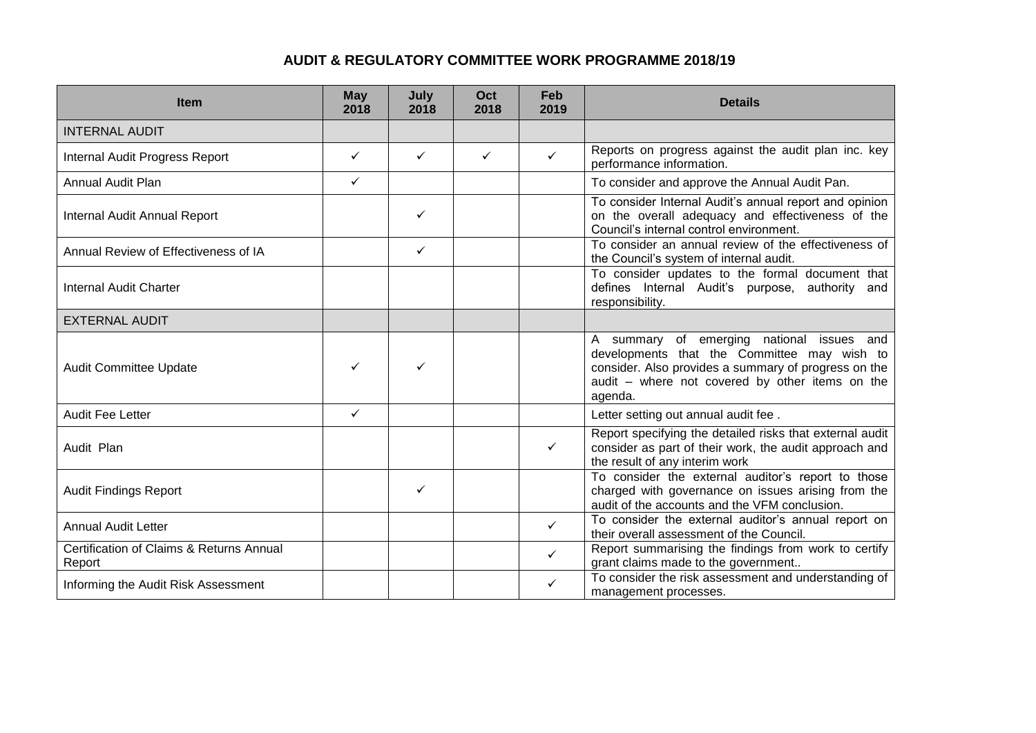# AUDIT & REGULATORY COMMITTEE WORK PROGRAMME 2018/19

| Item | May 2018 | July 2018 | Oct 2018 | Feb 2019 | Details |
|---|---|---|---|---|---|
| INTERNAL AUDIT | | | | | |
| Internal Audit Progress Report | ✓ | ✓ | ✓ | ✓ | Reports on progress against the audit plan inc. key performance information. |
| Annual Audit Plan | ✓ | | | | To consider and approve the Annual Audit Pan. |
| Internal Audit Annual Report | | ✓ | | | To consider Internal Audit's annual report and opinion on the overall adequacy and effectiveness of the Council's internal control environment. |
| Annual Review of Effectiveness of IA | | ✓ | | | To consider an annual review of the effectiveness of the Council's system of internal audit. |
| Internal Audit Charter | | | | | To consider updates to the formal document that defines Internal Audit's purpose, authority and responsibility. |
| EXTERNAL AUDIT | | | | | |
| Audit Committee Update | ✓ | ✓ | | | A summary of emerging national issues and developments that the Committee may wish to consider. Also provides a summary of progress on the audit – where not covered by other items on the agenda. |
| Audit Fee Letter | ✓ | | | | Letter setting out annual audit fee . |
| Audit Plan | | | | ✓ | Report specifying the detailed risks that external audit consider as part of their work, the audit approach and the result of any interim work |
| Audit Findings Report | | ✓ | | | To consider the external auditor's report to those charged with governance on issues arising from the audit of the accounts and the VFM conclusion. |
| Annual Audit Letter | | | | ✓ | To consider the external auditor's annual report on their overall assessment of the Council. |
| Certification of Claims & Returns Annual Report | | | | ✓ | Report summarising the findings from work to certify grant claims made to the government.. |
| Informing the Audit Risk Assessment | | | | ✓ | To consider the risk assessment and understanding of management processes. |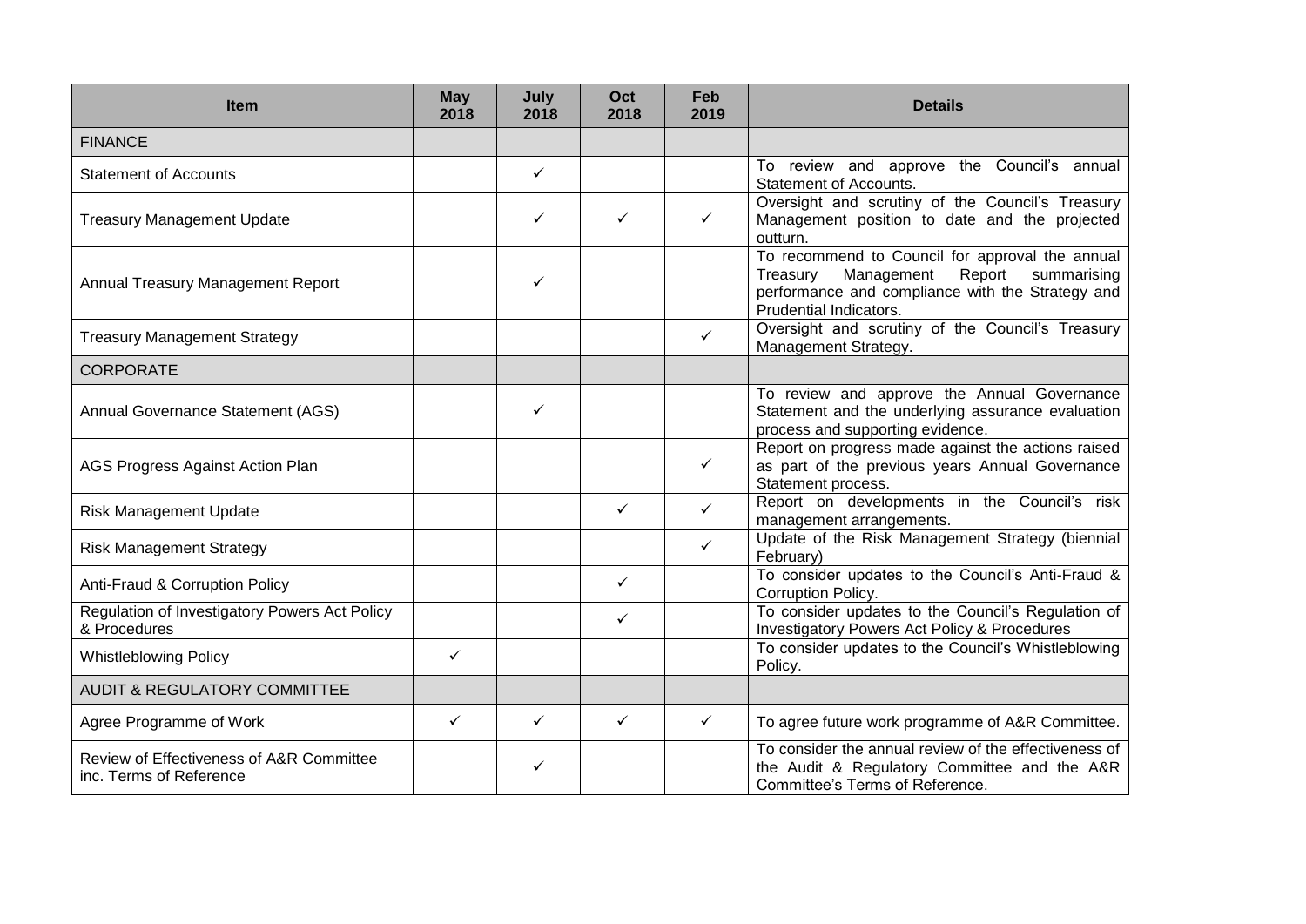| Item | May 2018 | July 2018 | Oct 2018 | Feb 2019 | Details |
|---|---|---|---|---|---|
| FINANCE | | | | | |
| Statement of Accounts | | ✓ | | | To review and approve the Council's annual Statement of Accounts. |
| Treasury Management Update | | ✓ | ✓ | ✓ | Oversight and scrutiny of the Council's Treasury Management position to date and the projected outturn. |
| Annual Treasury Management Report | | ✓ | | | To recommend to Council for approval the annual Treasury Management Report summarising performance and compliance with the Strategy and Prudential Indicators. |
| Treasury Management Strategy | | | | ✓ | Oversight and scrutiny of the Council's Treasury Management Strategy. |
| CORPORATE | | | | | |
| Annual Governance Statement (AGS) | | ✓ | | | To review and approve the Annual Governance Statement and the underlying assurance evaluation process and supporting evidence. |
| AGS Progress Against Action Plan | | | | ✓ | Report on progress made against the actions raised as part of the previous years Annual Governance Statement process. |
| Risk Management Update | | | ✓ | ✓ | Report on developments in the Council's risk management arrangements. |
| Risk Management Strategy | | | | ✓ | Update of the Risk Management Strategy (biennial February) |
| Anti-Fraud & Corruption Policy | | | ✓ | | To consider updates to the Council's Anti-Fraud & Corruption Policy. |
| Regulation of Investigatory Powers Act Policy & Procedures | | | ✓ | | To consider updates to the Council's Regulation of Investigatory Powers Act Policy & Procedures |
| Whistleblowing Policy | ✓ | | | | To consider updates to the Council's Whistleblowing Policy. |
| AUDIT & REGULATORY COMMITTEE | | | | | |
| Agree Programme of Work | ✓ | ✓ | ✓ | ✓ | To agree future work programme of A&R Committee. |
| Review of Effectiveness of A&R Committee inc. Terms of Reference | | ✓ | | | To consider the annual review of the effectiveness of the Audit & Regulatory Committee and the A&R Committee's Terms of Reference. |